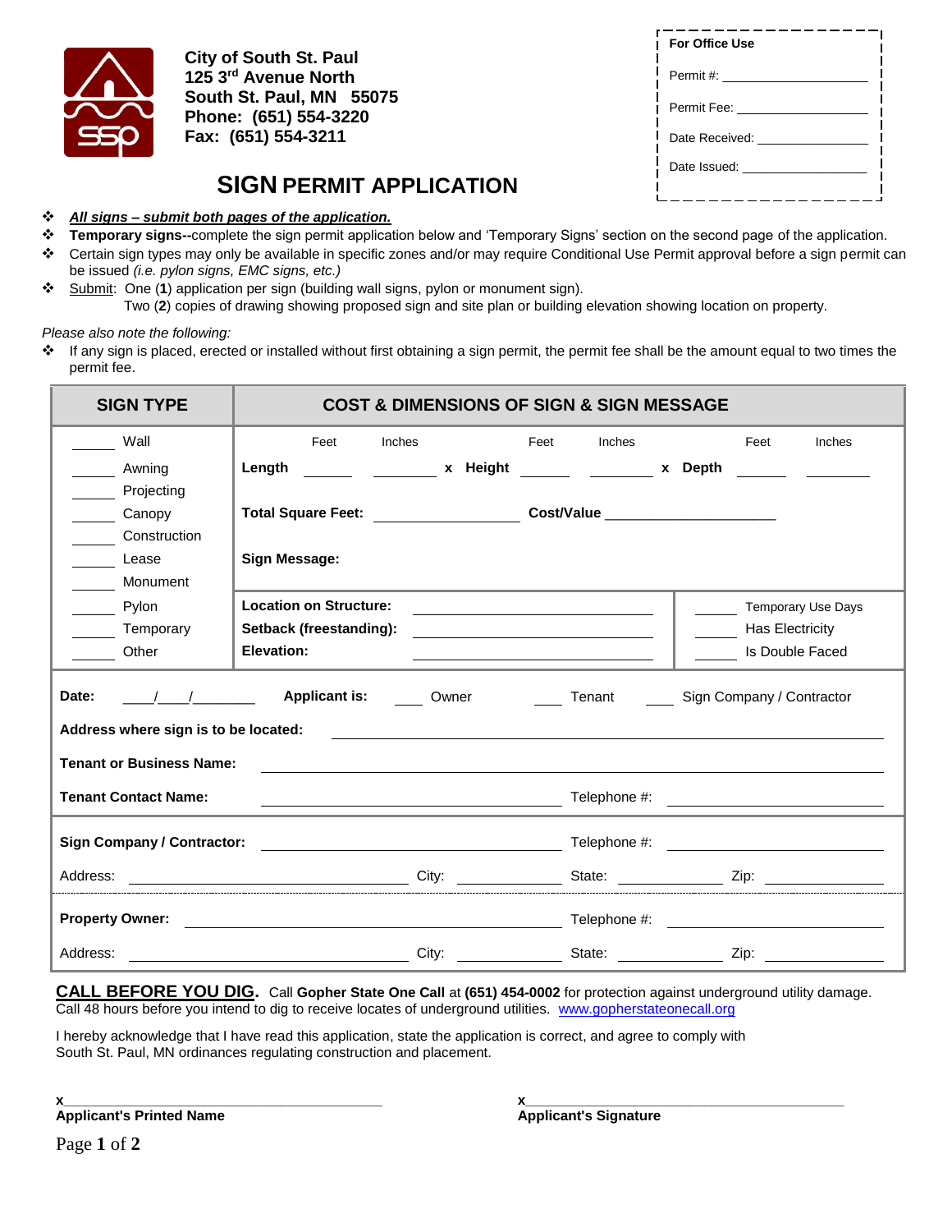**City of South St. Paul**
**125 3rd Avenue North**
**South St. Paul, MN 55075**
**Phone: (651) 554-3220**
**Fax: (651) 554-3211**

| For Office Use |
|---|
| Permit #: ____________ |
| Permit Fee: ____________ |
| Date Received: ____________ |
| Date Issued: ____________ |

# SIGN PERMIT APPLICATION

- ***All signs – submit both pages of the application.***
- **Temporary signs--**complete the sign permit application below and 'Temporary Signs' section on the second page of the application.
- Certain sign types may only be available in specific zones and/or may require Conditional Use Permit approval before a sign permit can be issued *(i.e. pylon signs, EMC signs, etc.)*
- Submit: One (**1**) application per sign (building wall signs, pylon or monument sign).
  Two (**2**) copies of drawing showing proposed sign and site plan or building elevation showing location on property.

*Please also note the following:*

- If any sign is placed, erected or installed without first obtaining a sign permit, the permit fee shall be the amount equal to two times the permit fee.

| SIGN TYPE | COST & DIMENSIONS OF SIGN & SIGN MESSAGE | |
|---|---|---|
| ____ Wall<br>____ Awning<br>____ Projecting<br>____ Canopy<br>____ Construction<br>____ Lease<br>____ Monument | **Length** ____ Feet ____ Inches **x Height** ____ Feet ____ Inches **x Depth** ____ Feet ____ Inches<br><br>**Total Square Feet:** ____________ **Cost/Value** ____________<br><br>**Sign Message:** | |
| ____ Pylon<br>____ Temporary<br>____ Other | **Location on Structure:** ____________<br>**Setback (freestanding):** ____________<br>**Elevation:** ____________ | ____ Temporary Use Days<br>____ Has Electricity<br>____ Is Double Faced |

**Date:** ____/____/________ **Applicant is:** ____ Owner ____ Tenant ____ Sign Company / Contractor

**Address where sign is to be located:** ____________________

**Tenant or Business Name:** ____________________

**Tenant Contact Name:** ____________________ Telephone #: ____________

**Sign Company / Contractor:** ____________________ Telephone #: ____________

Address: ____________ City: ____________ State: ____________ Zip: ____________

**Property Owner:** ____________________ Telephone #: ____________

Address: ____________ City: ____________ State: ____________ Zip: ____________

**CALL BEFORE YOU DIG.** Call **Gopher State One Call** at **(651) 454-0002** for protection against underground utility damage. Call 48 hours before you intend to dig to receive locates of underground utilities. www.gopherstateonecall.org

I hereby acknowledge that I have read this application, state the application is correct, and agree to comply with South St. Paul, MN ordinances regulating construction and placement.

x________________________________
**Applicant's Printed Name**

x________________________________
**Applicant's Signature**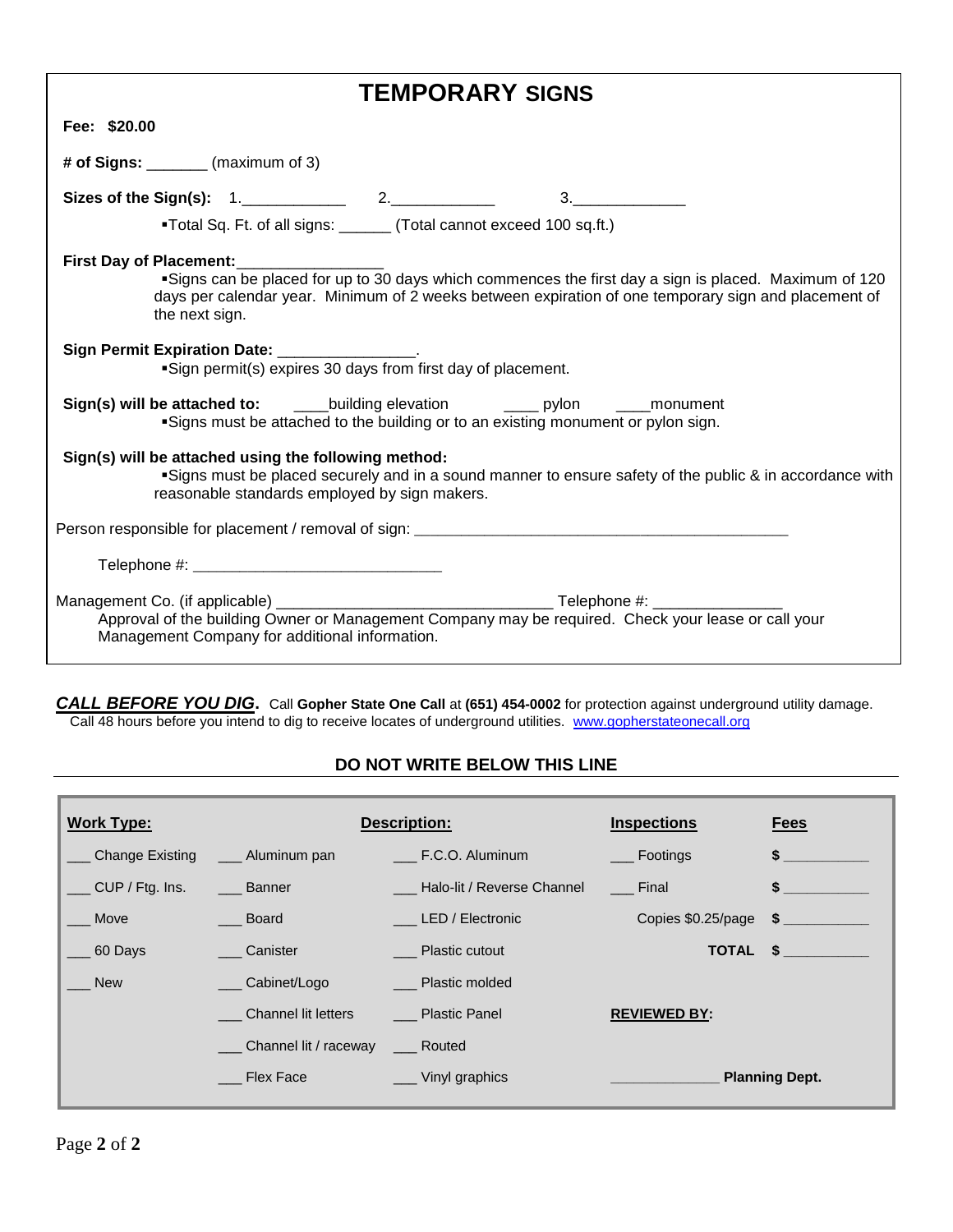# TEMPORARY SIGNS

**Fee: $20.00**

**# of Signs:** _______ (maximum of 3)

**Sizes of the Sign(s):** 1.____________ 2.____________ 3._____________

- Total Sq. Ft. of all signs: ______ (Total cannot exceed 100 sq.ft.)

**First Day of Placement:**_________________

- Signs can be placed for up to 30 days which commences the first day a sign is placed. Maximum of 120 days per calendar year. Minimum of 2 weeks between expiration of one temporary sign and placement of the next sign.

**Sign Permit Expiration Date:** ________________.

- Sign permit(s) expires 30 days from first day of placement.

**Sign(s) will be attached to:** ____building elevation ____ pylon ____monument

- Signs must be attached to the building or to an existing monument or pylon sign.

**Sign(s) will be attached using the following method:**

- Signs must be placed securely and in a sound manner to ensure safety of the public & in accordance with reasonable standards employed by sign makers.

Person responsible for placement / removal of sign: ______________________________________________

Telephone #: ______________________________

Management Co. (if applicable) ________________________________ Telephone #: _______________

Approval of the building Owner or Management Company may be required. Check your lease or call your Management Company for additional information.

***CALL BEFORE YOU DIG*.** Call **Gopher State One Call** at **(651) 454-0002** for protection against underground utility damage. Call 48 hours before you intend to dig to receive locates of underground utilities. www.gopherstateonecall.org

**DO NOT WRITE BELOW THIS LINE**

| **Work Type:** | **Description:** | | **Inspections** | **Fees** |
|---|---|---|---|---|
| ___ Change Existing | ___ Aluminum pan | ___ F.C.O. Aluminum | ___ Footings | $ ___________ |
| ___ CUP / Ftg. Ins. | ___ Banner | ___ Halo-lit / Reverse Channel | ___ Final | $ ___________ |
| ___ Move | ___ Board | ___ LED / Electronic | Copies $0.25/page | $ ___________ |
| ___ 60 Days | ___ Canister | ___ Plastic cutout | **TOTAL** | $ ___________ |
| ___ New | ___ Cabinet/Logo | ___ Plastic molded | | |
| | ___ Channel lit letters | ___ Plastic Panel | **REVIEWED BY:** | |
| | ___ Channel lit / raceway | ___ Routed | | |
| | ___ Flex Face | ___ Vinyl graphics | ______________ **Planning Dept.** | |